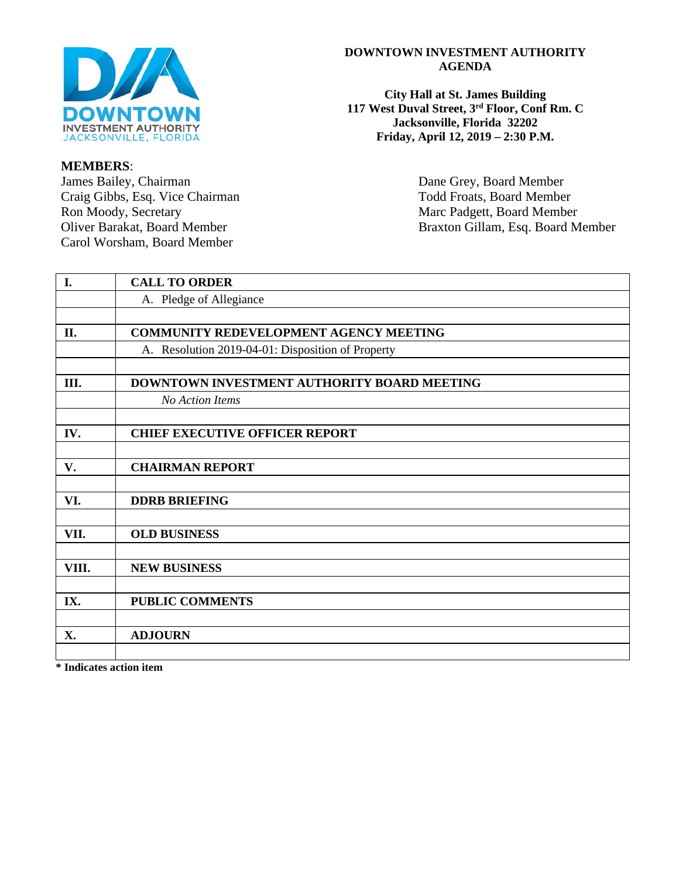# DOWNTOWN INVESTMENT AUTHORITY AGENDA

**City Hall at St. James Building**
**117 West Duval Street, 3rd Floor, Conf Rm. C**
**Jacksonville, Florida 32202**
**Friday, April 12, 2019 – 2:30 P.M.**

**MEMBERS**:

James Bailey, Chairman
Craig Gibbs, Esq. Vice Chairman
Ron Moody, Secretary
Oliver Barakat, Board Member
Carol Worsham, Board Member
Dane Grey, Board Member
Todd Froats, Board Member
Marc Padgett, Board Member
Braxton Gillam, Esq. Board Member

| | |
|---|---|
| **I.** | **CALL TO ORDER** |
| | A. Pledge of Allegiance |
| | |
| **II.** | **COMMUNITY REDEVELOPMENT AGENCY MEETING** |
| | A. Resolution 2019-04-01: Disposition of Property |
| | |
| **III.** | **DOWNTOWN INVESTMENT AUTHORITY BOARD MEETING** |
| | *No Action Items* |
| | |
| **IV.** | **CHIEF EXECUTIVE OFFICER REPORT** |
| | |
| **V.** | **CHAIRMAN REPORT** |
| | |
| **VI.** | **DDRB BRIEFING** |
| | |
| **VII.** | **OLD BUSINESS** |
| | |
| **VIII.** | **NEW BUSINESS** |
| | |
| **IX.** | **PUBLIC COMMENTS** |
| | |
| **X.** | **ADJOURN** |
| | |

**\* Indicates action item**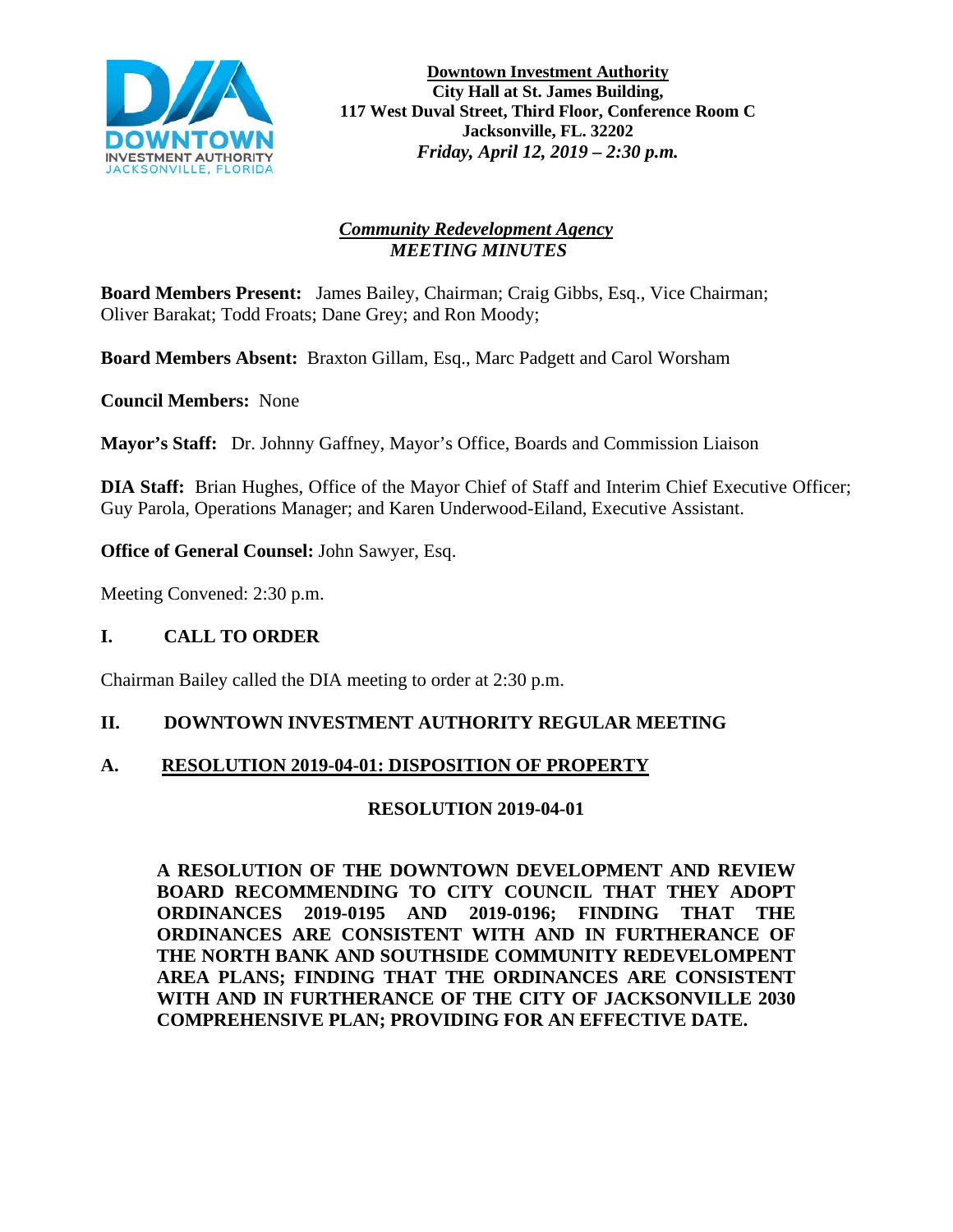**Downtown Investment Authority**
**City Hall at St. James Building,**
**117 West Duval Street, Third Floor, Conference Room C**
**Jacksonville, FL. 32202**
***Friday, April 12, 2019 – 2:30 p.m.***

***Community Redevelopment Agency***
***MEETING MINUTES***

**Board Members Present:** James Bailey, Chairman; Craig Gibbs, Esq., Vice Chairman; Oliver Barakat; Todd Froats; Dane Grey; and Ron Moody;

**Board Members Absent:** Braxton Gillam, Esq., Marc Padgett and Carol Worsham

**Council Members:** None

**Mayor's Staff:** Dr. Johnny Gaffney, Mayor's Office, Boards and Commission Liaison

**DIA Staff:** Brian Hughes, Office of the Mayor Chief of Staff and Interim Chief Executive Officer; Guy Parola, Operations Manager; and Karen Underwood-Eiland, Executive Assistant.

**Office of General Counsel:** John Sawyer, Esq.

Meeting Convened: 2:30 p.m.

## I. CALL TO ORDER

Chairman Bailey called the DIA meeting to order at 2:30 p.m.

## II. DOWNTOWN INVESTMENT AUTHORITY REGULAR MEETING

### A. RESOLUTION 2019-04-01: DISPOSITION OF PROPERTY

**RESOLUTION 2019-04-01**

**A RESOLUTION OF THE DOWNTOWN DEVELOPMENT AND REVIEW BOARD RECOMMENDING TO CITY COUNCIL THAT THEY ADOPT ORDINANCES 2019-0195 AND 2019-0196; FINDING THAT THE ORDINANCES ARE CONSISTENT WITH AND IN FURTHERANCE OF THE NORTH BANK AND SOUTHSIDE COMMUNITY REDEVELOMPENT AREA PLANS; FINDING THAT THE ORDINANCES ARE CONSISTENT WITH AND IN FURTHERANCE OF THE CITY OF JACKSONVILLE 2030 COMPREHENSIVE PLAN; PROVIDING FOR AN EFFECTIVE DATE.**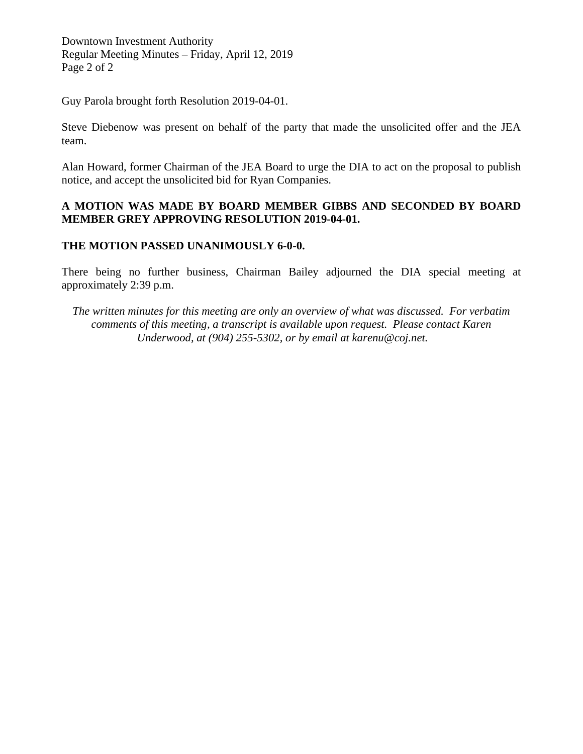Guy Parola brought forth Resolution 2019-04-01.

Steve Diebenow was present on behalf of the party that made the unsolicited offer and the JEA team.

Alan Howard, former Chairman of the JEA Board to urge the DIA to act on the proposal to publish notice, and accept the unsolicited bid for Ryan Companies.

**A MOTION WAS MADE BY BOARD MEMBER GIBBS AND SECONDED BY BOARD MEMBER GREY APPROVING RESOLUTION 2019-04-01.**

**THE MOTION PASSED UNANIMOUSLY 6-0-0.**

There being no further business, Chairman Bailey adjourned the DIA special meeting at approximately 2:39 p.m.

*The written minutes for this meeting are only an overview of what was discussed. For verbatim comments of this meeting, a transcript is available upon request. Please contact Karen Underwood, at (904) 255-5302, or by email at karenu@coj.net.*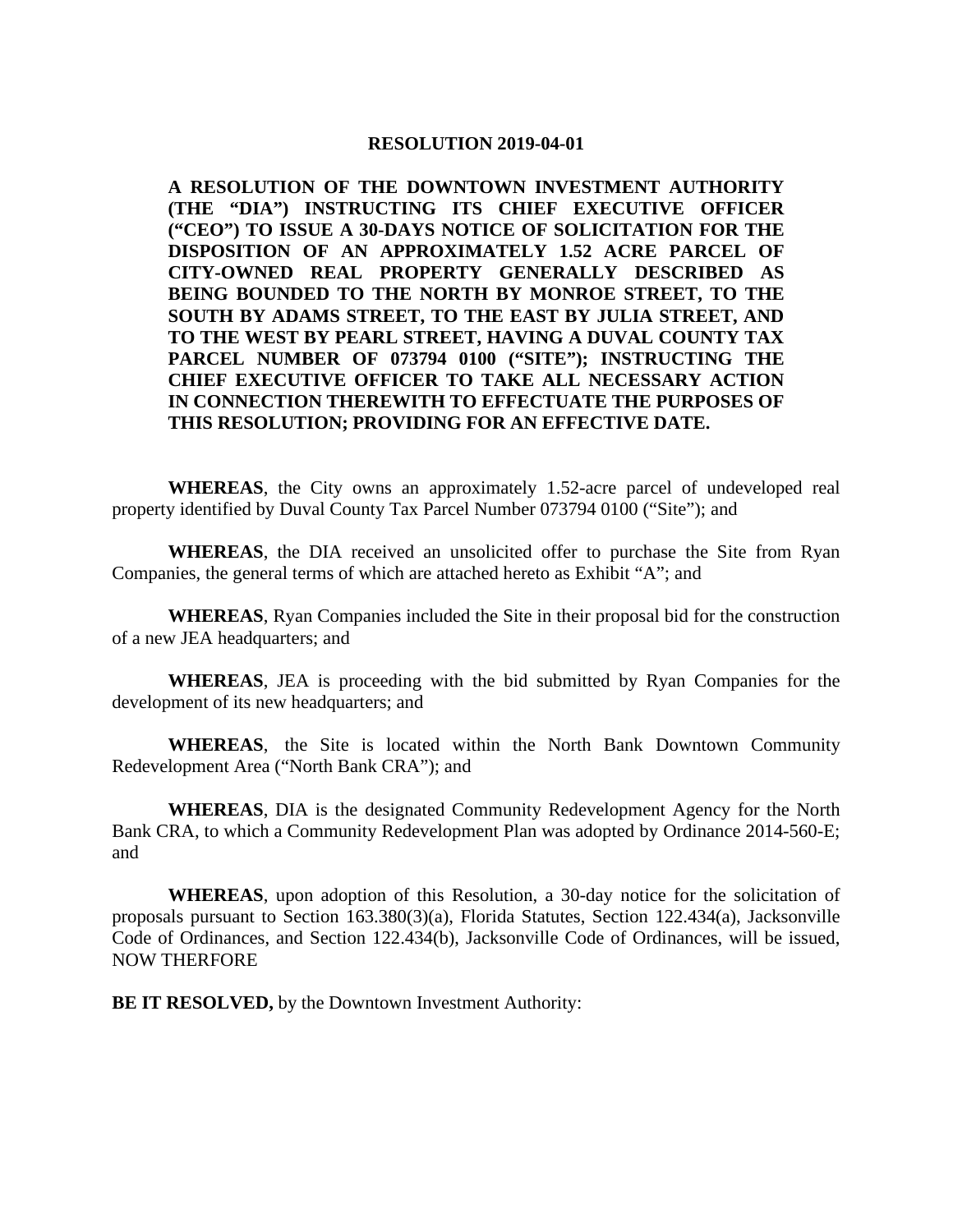**RESOLUTION 2019-04-01**

**A RESOLUTION OF THE DOWNTOWN INVESTMENT AUTHORITY (THE "DIA") INSTRUCTING ITS CHIEF EXECUTIVE OFFICER ("CEO") TO ISSUE A 30-DAYS NOTICE OF SOLICITATION FOR THE DISPOSITION OF AN APPROXIMATELY 1.52 ACRE PARCEL OF CITY-OWNED REAL PROPERTY GENERALLY DESCRIBED AS BEING BOUNDED TO THE NORTH BY MONROE STREET, TO THE SOUTH BY ADAMS STREET, TO THE EAST BY JULIA STREET, AND TO THE WEST BY PEARL STREET, HAVING A DUVAL COUNTY TAX PARCEL NUMBER OF 073794 0100 ("SITE"); INSTRUCTING THE CHIEF EXECUTIVE OFFICER TO TAKE ALL NECESSARY ACTION IN CONNECTION THEREWITH TO EFFECTUATE THE PURPOSES OF THIS RESOLUTION; PROVIDING FOR AN EFFECTIVE DATE.**

**WHEREAS**, the City owns an approximately 1.52-acre parcel of undeveloped real property identified by Duval County Tax Parcel Number 073794 0100 ("Site"); and

**WHEREAS**, the DIA received an unsolicited offer to purchase the Site from Ryan Companies, the general terms of which are attached hereto as Exhibit "A"; and

**WHEREAS**, Ryan Companies included the Site in their proposal bid for the construction of a new JEA headquarters; and

**WHEREAS**, JEA is proceeding with the bid submitted by Ryan Companies for the development of its new headquarters; and

**WHEREAS**, the Site is located within the North Bank Downtown Community Redevelopment Area ("North Bank CRA"); and

**WHEREAS**, DIA is the designated Community Redevelopment Agency for the North Bank CRA, to which a Community Redevelopment Plan was adopted by Ordinance 2014-560-E; and

**WHEREAS**, upon adoption of this Resolution, a 30-day notice for the solicitation of proposals pursuant to Section 163.380(3)(a), Florida Statutes, Section 122.434(a), Jacksonville Code of Ordinances, and Section 122.434(b), Jacksonville Code of Ordinances, will be issued, NOW THERFORE

**BE IT RESOLVED,** by the Downtown Investment Authority: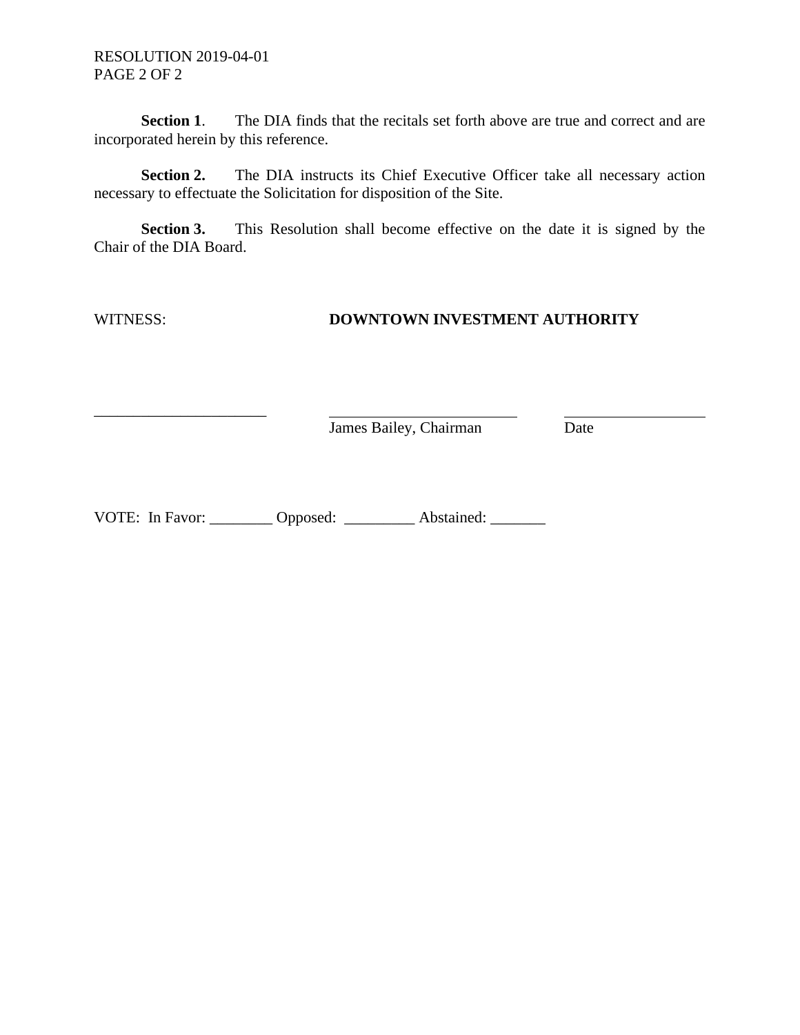**Section 1**. The DIA finds that the recitals set forth above are true and correct and are incorporated herein by this reference.

**Section 2.** The DIA instructs its Chief Executive Officer take all necessary action necessary to effectuate the Solicitation for disposition of the Site.

**Section 3.** This Resolution shall become effective on the date it is signed by the Chair of the DIA Board.

WITNESS: **DOWNTOWN INVESTMENT AUTHORITY**

______________________ ________________________ __________________

James Bailey, Chairman Date

VOTE: In Favor: ________ Opposed: _________ Abstained: _______